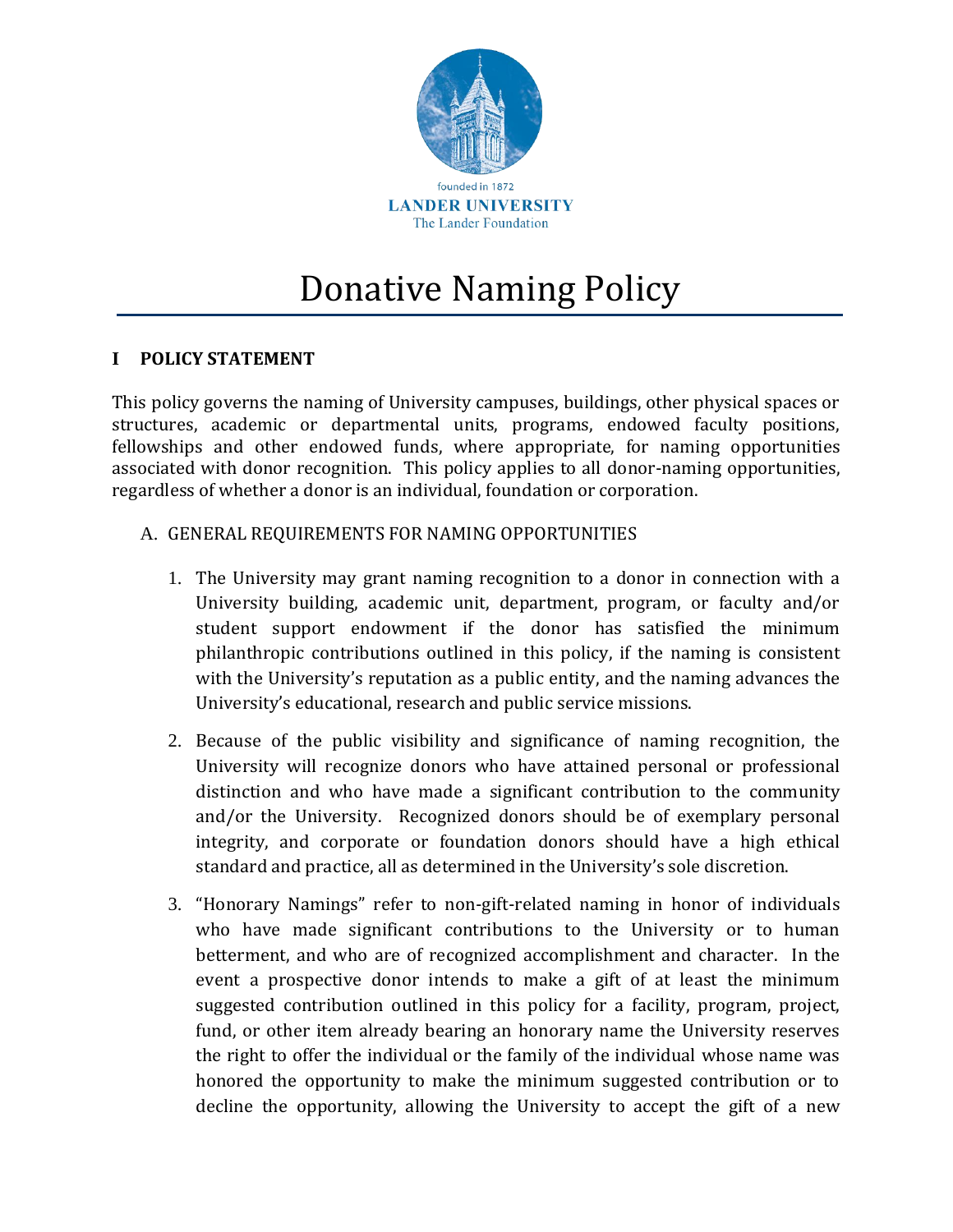founded in 1872

**LANDER UNIVERSITY**

The Lander Foundation

# Donative Naming Policy

## I POLICY STATEMENT

This policy governs the naming of University campuses, buildings, other physical spaces or structures, academic or departmental units, programs, endowed faculty positions, fellowships and other endowed funds, where appropriate, for naming opportunities associated with donor recognition. This policy applies to all donor-naming opportunities, regardless of whether a donor is an individual, foundation or corporation.

### A. GENERAL REQUIREMENTS FOR NAMING OPPORTUNITIES

1. The University may grant naming recognition to a donor in connection with a University building, academic unit, department, program, or faculty and/or student support endowment if the donor has satisfied the minimum philanthropic contributions outlined in this policy, if the naming is consistent with the University's reputation as a public entity, and the naming advances the University's educational, research and public service missions.

2. Because of the public visibility and significance of naming recognition, the University will recognize donors who have attained personal or professional distinction and who have made a significant contribution to the community and/or the University. Recognized donors should be of exemplary personal integrity, and corporate or foundation donors should have a high ethical standard and practice, all as determined in the University's sole discretion.

3. "Honorary Namings" refer to non-gift-related naming in honor of individuals who have made significant contributions to the University or to human betterment, and who are of recognized accomplishment and character. In the event a prospective donor intends to make a gift of at least the minimum suggested contribution outlined in this policy for a facility, program, project, fund, or other item already bearing an honorary name the University reserves the right to offer the individual or the family of the individual whose name was honored the opportunity to make the minimum suggested contribution or to decline the opportunity, allowing the University to accept the gift of a new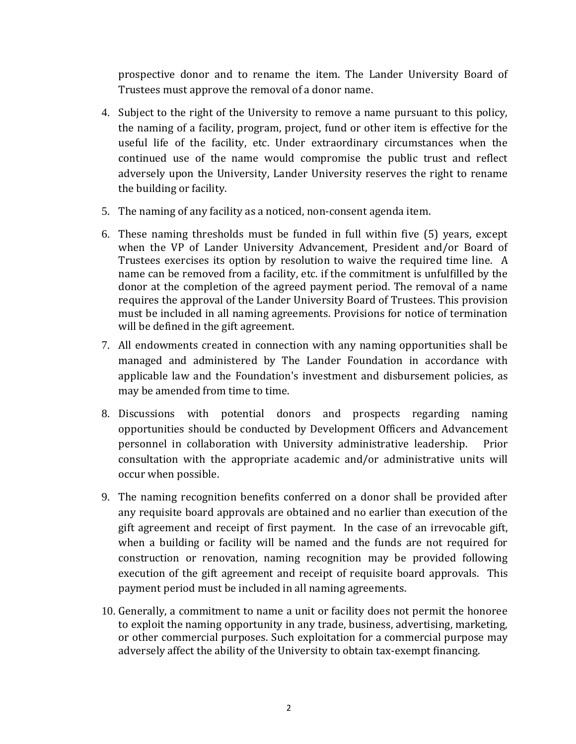prospective donor and to rename the item. The Lander University Board of Trustees must approve the removal of a donor name.

4. Subject to the right of the University to remove a name pursuant to this policy, the naming of a facility, program, project, fund or other item is effective for the useful life of the facility, etc. Under extraordinary circumstances when the continued use of the name would compromise the public trust and reflect adversely upon the University, Lander University reserves the right to rename the building or facility.

5. The naming of any facility as a noticed, non-consent agenda item.

6. These naming thresholds must be funded in full within five (5) years, except when the VP of Lander University Advancement, President and/or Board of Trustees exercises its option by resolution to waive the required time line. A name can be removed from a facility, etc. if the commitment is unfulfilled by the donor at the completion of the agreed payment period. The removal of a name requires the approval of the Lander University Board of Trustees. This provision must be included in all naming agreements. Provisions for notice of termination will be defined in the gift agreement.

7. All endowments created in connection with any naming opportunities shall be managed and administered by The Lander Foundation in accordance with applicable law and the Foundation's investment and disbursement policies, as may be amended from time to time.

8. Discussions with potential donors and prospects regarding naming opportunities should be conducted by Development Officers and Advancement personnel in collaboration with University administrative leadership. Prior consultation with the appropriate academic and/or administrative units will occur when possible.

9. The naming recognition benefits conferred on a donor shall be provided after any requisite board approvals are obtained and no earlier than execution of the gift agreement and receipt of first payment. In the case of an irrevocable gift, when a building or facility will be named and the funds are not required for construction or renovation, naming recognition may be provided following execution of the gift agreement and receipt of requisite board approvals. This payment period must be included in all naming agreements.

10. Generally, a commitment to name a unit or facility does not permit the honoree to exploit the naming opportunity in any trade, business, advertising, marketing, or other commercial purposes. Such exploitation for a commercial purpose may adversely affect the ability of the University to obtain tax-exempt financing.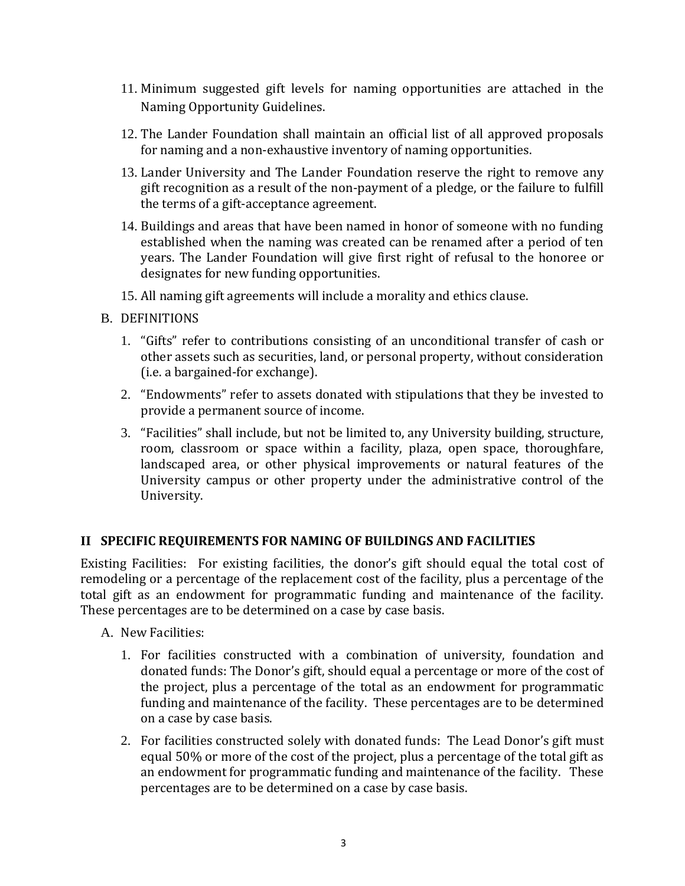11. Minimum suggested gift levels for naming opportunities are attached in the Naming Opportunity Guidelines.

12. The Lander Foundation shall maintain an official list of all approved proposals for naming and a non-exhaustive inventory of naming opportunities.

13. Lander University and The Lander Foundation reserve the right to remove any gift recognition as a result of the non-payment of a pledge, or the failure to fulfill the terms of a gift-acceptance agreement.

14. Buildings and areas that have been named in honor of someone with no funding established when the naming was created can be renamed after a period of ten years. The Lander Foundation will give first right of refusal to the honoree or designates for new funding opportunities.

15. All naming gift agreements will include a morality and ethics clause.

B. DEFINITIONS

1. "Gifts" refer to contributions consisting of an unconditional transfer of cash or other assets such as securities, land, or personal property, without consideration (i.e. a bargained-for exchange).

2. "Endowments" refer to assets donated with stipulations that they be invested to provide a permanent source of income.

3. "Facilities" shall include, but not be limited to, any University building, structure, room, classroom or space within a facility, plaza, open space, thoroughfare, landscaped area, or other physical improvements or natural features of the University campus or other property under the administrative control of the University.

## II SPECIFIC REQUIREMENTS FOR NAMING OF BUILDINGS AND FACILITIES

Existing Facilities: For existing facilities, the donor's gift should equal the total cost of remodeling or a percentage of the replacement cost of the facility, plus a percentage of the total gift as an endowment for programmatic funding and maintenance of the facility. These percentages are to be determined on a case by case basis.

A. New Facilities:

1. For facilities constructed with a combination of university, foundation and donated funds: The Donor's gift, should equal a percentage or more of the cost of the project, plus a percentage of the total as an endowment for programmatic funding and maintenance of the facility. These percentages are to be determined on a case by case basis.

2. For facilities constructed solely with donated funds: The Lead Donor's gift must equal 50% or more of the cost of the project, plus a percentage of the total gift as an endowment for programmatic funding and maintenance of the facility. These percentages are to be determined on a case by case basis.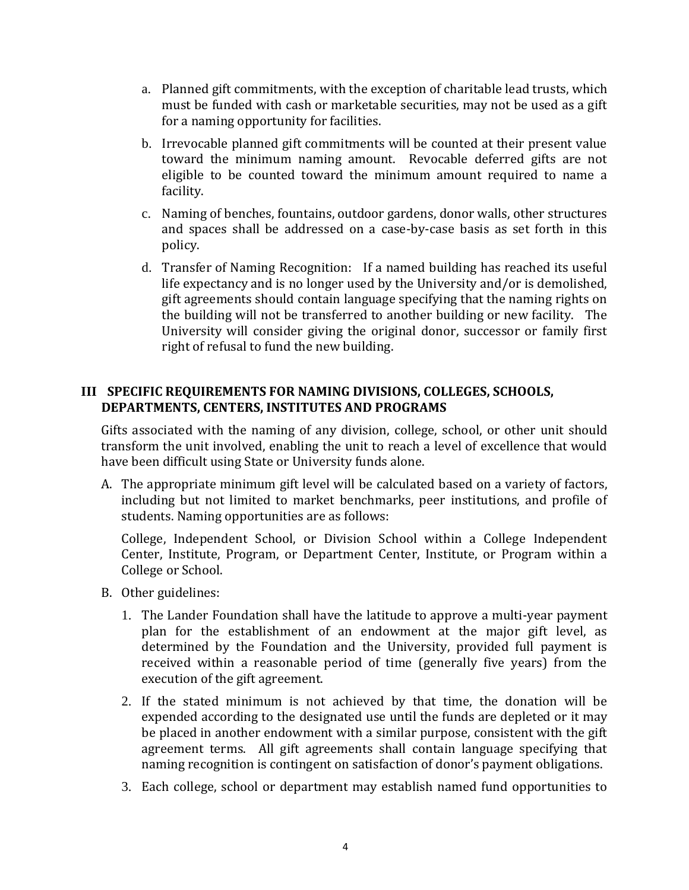a. Planned gift commitments, with the exception of charitable lead trusts, which must be funded with cash or marketable securities, may not be used as a gift for a naming opportunity for facilities.

b. Irrevocable planned gift commitments will be counted at their present value toward the minimum naming amount. Revocable deferred gifts are not eligible to be counted toward the minimum amount required to name a facility.

c. Naming of benches, fountains, outdoor gardens, donor walls, other structures and spaces shall be addressed on a case-by-case basis as set forth in this policy.

d. Transfer of Naming Recognition: If a named building has reached its useful life expectancy and is no longer used by the University and/or is demolished, gift agreements should contain language specifying that the naming rights on the building will not be transferred to another building or new facility. The University will consider giving the original donor, successor or family first right of refusal to fund the new building.

## III SPECIFIC REQUIREMENTS FOR NAMING DIVISIONS, COLLEGES, SCHOOLS, DEPARTMENTS, CENTERS, INSTITUTES AND PROGRAMS

Gifts associated with the naming of any division, college, school, or other unit should transform the unit involved, enabling the unit to reach a level of excellence that would have been difficult using State or University funds alone.

A. The appropriate minimum gift level will be calculated based on a variety of factors, including but not limited to market benchmarks, peer institutions, and profile of students. Naming opportunities are as follows:

   College, Independent School, or Division School within a College Independent Center, Institute, Program, or Department Center, Institute, or Program within a College or School.

B. Other guidelines:

   1. The Lander Foundation shall have the latitude to approve a multi-year payment plan for the establishment of an endowment at the major gift level, as determined by the Foundation and the University, provided full payment is received within a reasonable period of time (generally five years) from the execution of the gift agreement.

   2. If the stated minimum is not achieved by that time, the donation will be expended according to the designated use until the funds are depleted or it may be placed in another endowment with a similar purpose, consistent with the gift agreement terms. All gift agreements shall contain language specifying that naming recognition is contingent on satisfaction of donor's payment obligations.

   3. Each college, school or department may establish named fund opportunities to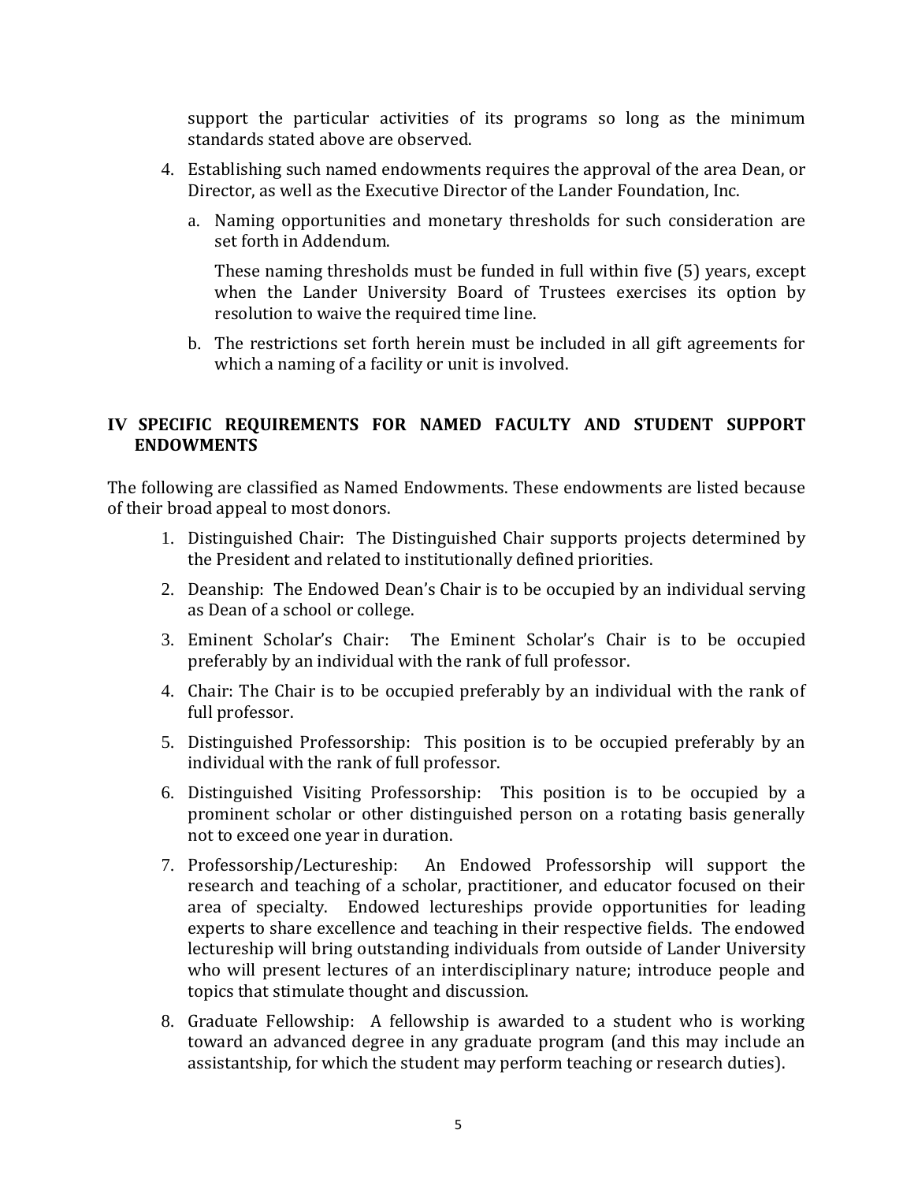support the particular activities of its programs so long as the minimum standards stated above are observed.

4. Establishing such named endowments requires the approval of the area Dean, or Director, as well as the Executive Director of the Lander Foundation, Inc.

   a. Naming opportunities and monetary thresholds for such consideration are set forth in Addendum.

      These naming thresholds must be funded in full within five (5) years, except when the Lander University Board of Trustees exercises its option by resolution to waive the required time line.

   b. The restrictions set forth herein must be included in all gift agreements for which a naming of a facility or unit is involved.

## IV SPECIFIC REQUIREMENTS FOR NAMED FACULTY AND STUDENT SUPPORT ENDOWMENTS

The following are classified as Named Endowments. These endowments are listed because of their broad appeal to most donors.

1. Distinguished Chair: The Distinguished Chair supports projects determined by the President and related to institutionally defined priorities.
2. Deanship: The Endowed Dean's Chair is to be occupied by an individual serving as Dean of a school or college.
3. Eminent Scholar's Chair: The Eminent Scholar's Chair is to be occupied preferably by an individual with the rank of full professor.
4. Chair: The Chair is to be occupied preferably by an individual with the rank of full professor.
5. Distinguished Professorship: This position is to be occupied preferably by an individual with the rank of full professor.
6. Distinguished Visiting Professorship: This position is to be occupied by a prominent scholar or other distinguished person on a rotating basis generally not to exceed one year in duration.
7. Professorship/Lectureship: An Endowed Professorship will support the research and teaching of a scholar, practitioner, and educator focused on their area of specialty. Endowed lectureships provide opportunities for leading experts to share excellence and teaching in their respective fields. The endowed lectureship will bring outstanding individuals from outside of Lander University who will present lectures of an interdisciplinary nature; introduce people and topics that stimulate thought and discussion.
8. Graduate Fellowship: A fellowship is awarded to a student who is working toward an advanced degree in any graduate program (and this may include an assistantship, for which the student may perform teaching or research duties).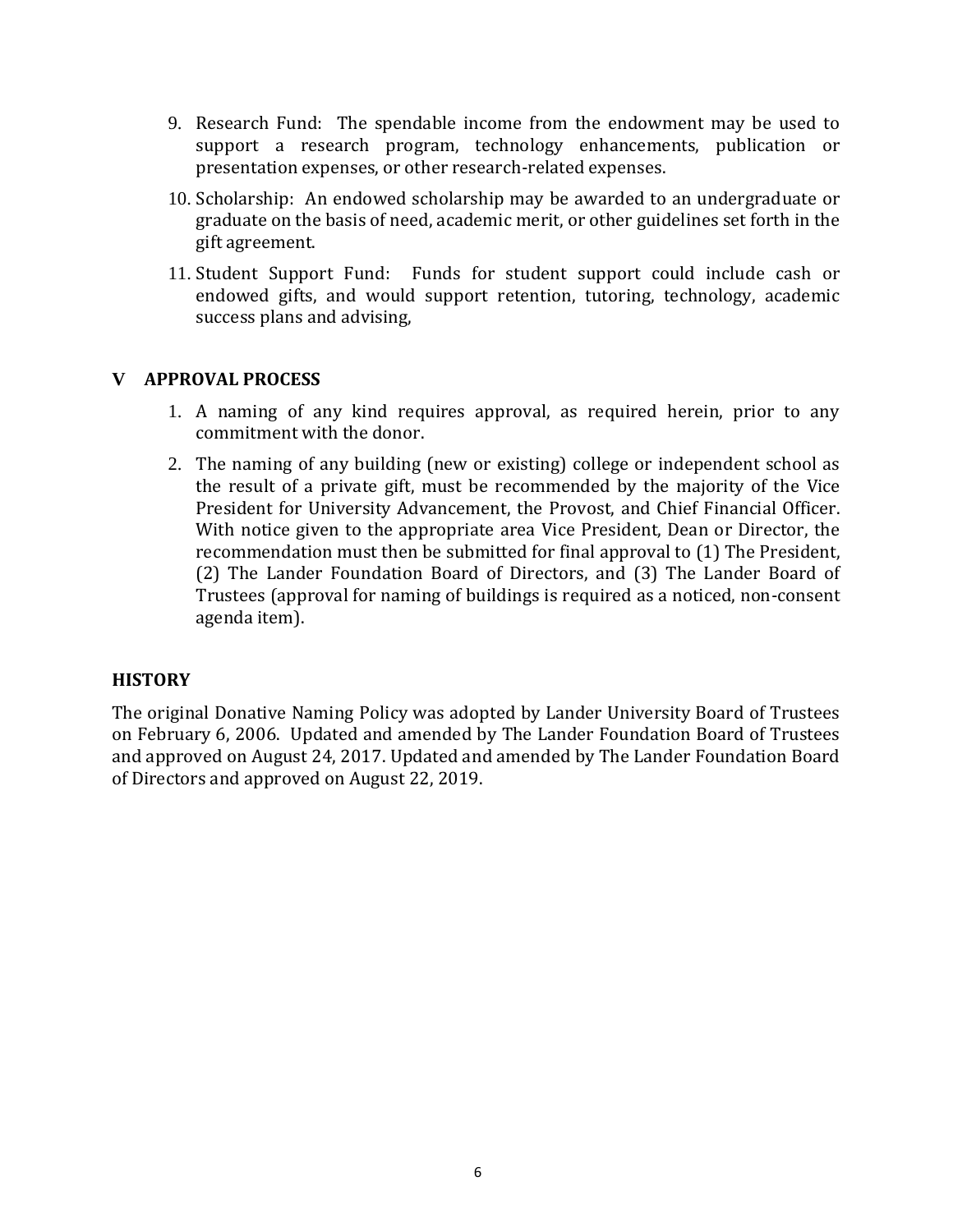9. Research Fund: The spendable income from the endowment may be used to support a research program, technology enhancements, publication or presentation expenses, or other research-related expenses.
10. Scholarship: An endowed scholarship may be awarded to an undergraduate or graduate on the basis of need, academic merit, or other guidelines set forth in the gift agreement.
11. Student Support Fund: Funds for student support could include cash or endowed gifts, and would support retention, tutoring, technology, academic success plans and advising,

## V APPROVAL PROCESS

1. A naming of any kind requires approval, as required herein, prior to any commitment with the donor.
2. The naming of any building (new or existing) college or independent school as the result of a private gift, must be recommended by the majority of the Vice President for University Advancement, the Provost, and Chief Financial Officer. With notice given to the appropriate area Vice President, Dean or Director, the recommendation must then be submitted for final approval to (1) The President, (2) The Lander Foundation Board of Directors, and (3) The Lander Board of Trustees (approval for naming of buildings is required as a noticed, non-consent agenda item).

## HISTORY

The original Donative Naming Policy was adopted by Lander University Board of Trustees on February 6, 2006. Updated and amended by The Lander Foundation Board of Trustees and approved on August 24, 2017. Updated and amended by The Lander Foundation Board of Directors and approved on August 22, 2019.